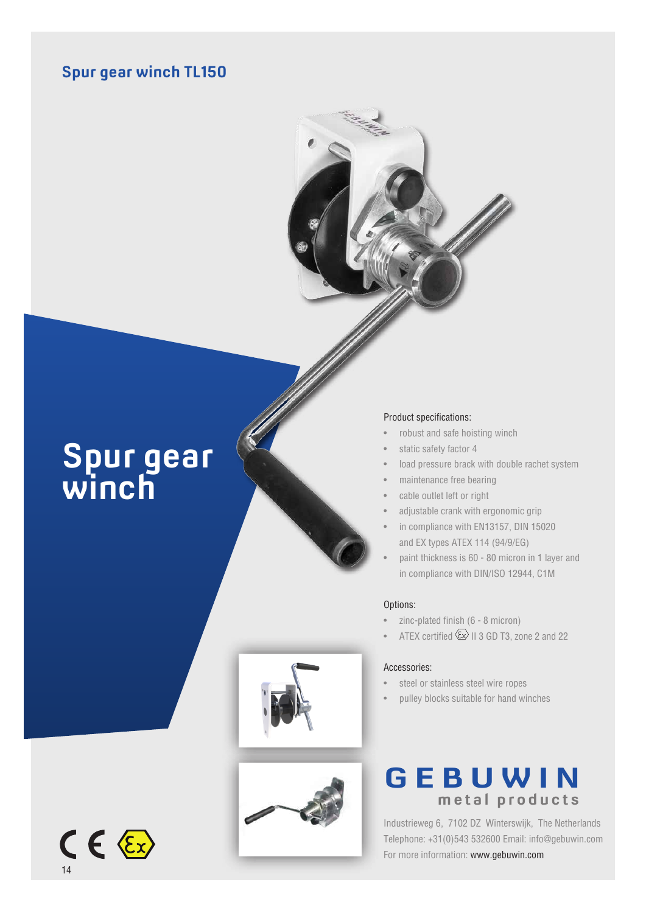# Spur gear winch TL150

## Spur gear winch

Product specifications:

- robust and safe hoisting winch
- static safety factor 4
- load pressure brack with double rachet system
- maintenance free bearing
- cable outlet left or right
- adjustable crank with ergonomic grip
- in compliance with EN13157, DIN 15020 and EX types ATEX 114 (94/9/EG)
- paint thickness is 60 - 80 micron in 1 layer and in compliance with DIN/ISO 12944, C1M

Options:

- zinc-plated finish (6 - 8 micron)
- ATEX certified Ex II 3 GD T3, zone 2 and 22

Accessories:

- steel or stainless steel wire ropes
- pulley blocks suitable for hand winches

**GEBUWIN**
**metal products**

Industrieweg 6, 7102 DZ Winterswijk, The Netherlands
Telephone: +31(0)543 532600 Email: info@gebuwin.com
For more information: www.gebuwin.com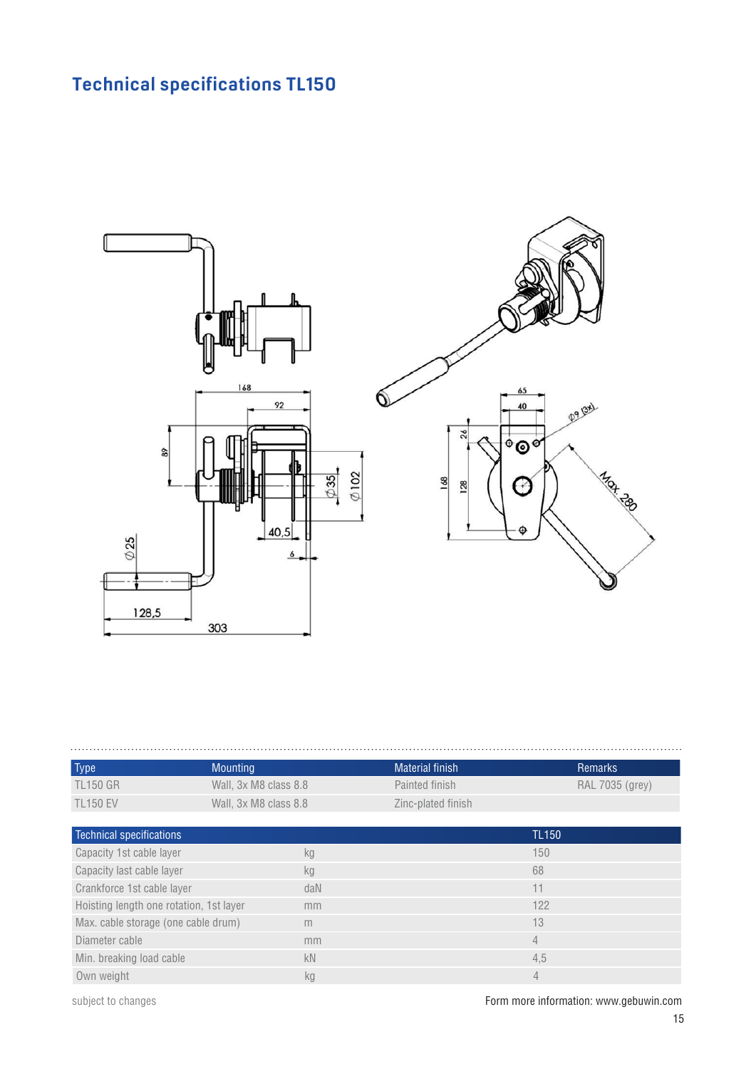# Technical specifications TL150

168

92

89

Ø35

Ø102

40,5

6

Ø25

128,5

303

65

40

Ø9 (3x)

26

168

128

Max. 280

| Type | Mounting | Material finish | Remarks |
|---|---|---|---|
| TL150 GR | Wall, 3x M8 class 8.8 | Painted finish | RAL 7035 (grey) |
| TL150 EV | Wall, 3x M8 class 8.8 | Zinc-plated finish | |

| Technical specifications | | TL150 |
|---|---|---|
| Capacity 1st cable layer | kg | 150 |
| Capacity last cable layer | kg | 68 |
| Crankforce 1st cable layer | daN | 11 |
| Hoisting length one rotation, 1st layer | mm | 122 |
| Max. cable storage (one cable drum) | m | 13 |
| Diameter cable | mm | 4 |
| Min. breaking load cable | kN | 4,5 |
| Own weight | kg | 4 |

subject to changes

Form more information: www.gebuwin.com